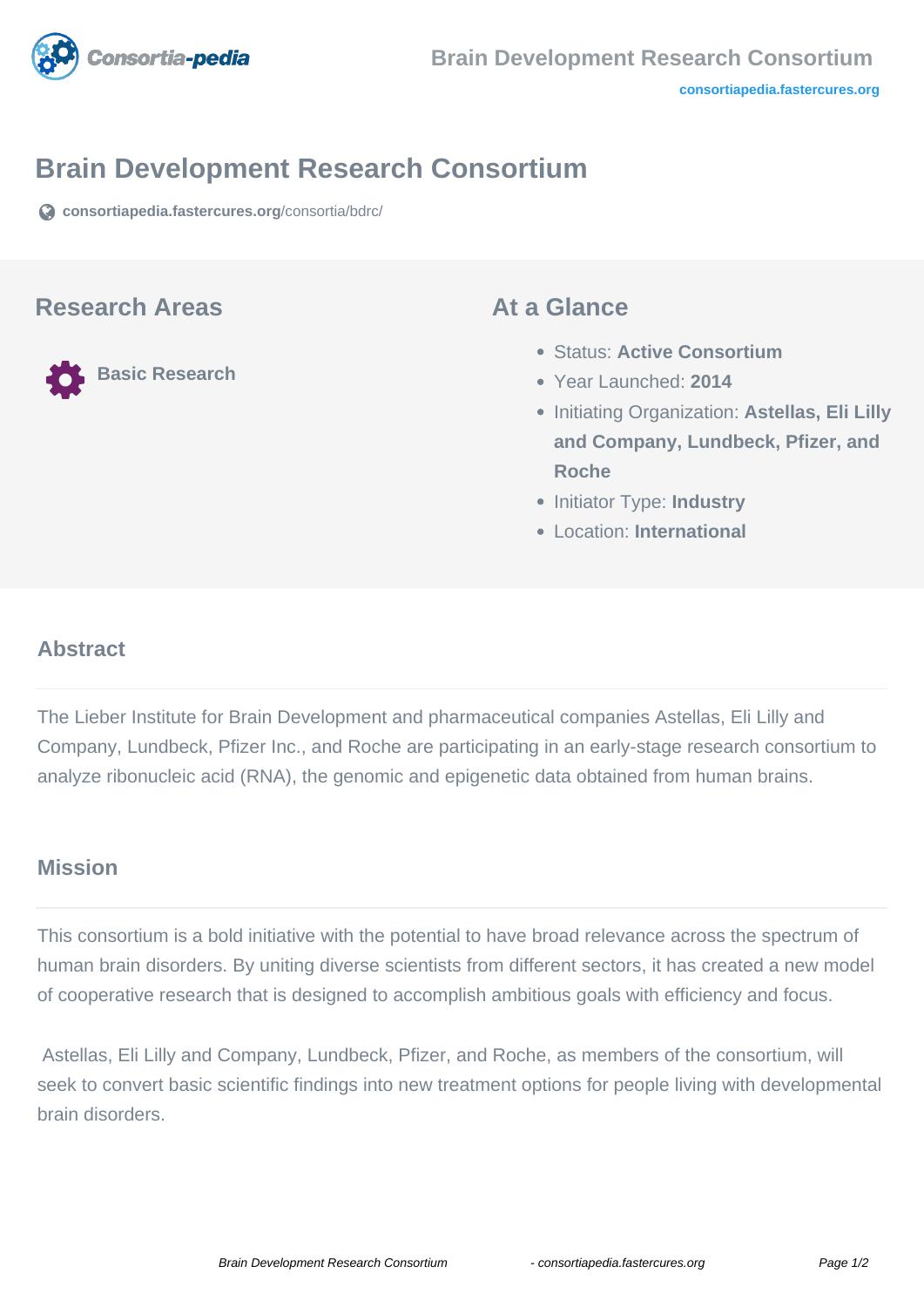# Brain Development Research Consortium

consortiapedia.fastercures.org/consortia/bdrc/

## Research Areas

Basic Research

## At a Glance

- Status: **Active Consortium**
- Year Launched: **2014**
- Initiating Organization: **Astellas, Eli Lilly and Company, Lundbeck, Pfizer, and Roche**
- Initiator Type: **Industry**
- Location: **International**

## Abstract

The Lieber Institute for Brain Development and pharmaceutical companies Astellas, Eli Lilly and Company, Lundbeck, Pfizer Inc., and Roche are participating in an early-stage research consortium to analyze ribonucleic acid (RNA), the genomic and epigenetic data obtained from human brains.

## Mission

This consortium is a bold initiative with the potential to have broad relevance across the spectrum of human brain disorders. By uniting diverse scientists from different sectors, it has created a new model of cooperative research that is designed to accomplish ambitious goals with efficiency and focus.

Astellas, Eli Lilly and Company, Lundbeck, Pfizer, and Roche, as members of the consortium, will seek to convert basic scientific findings into new treatment options for people living with developmental brain disorders.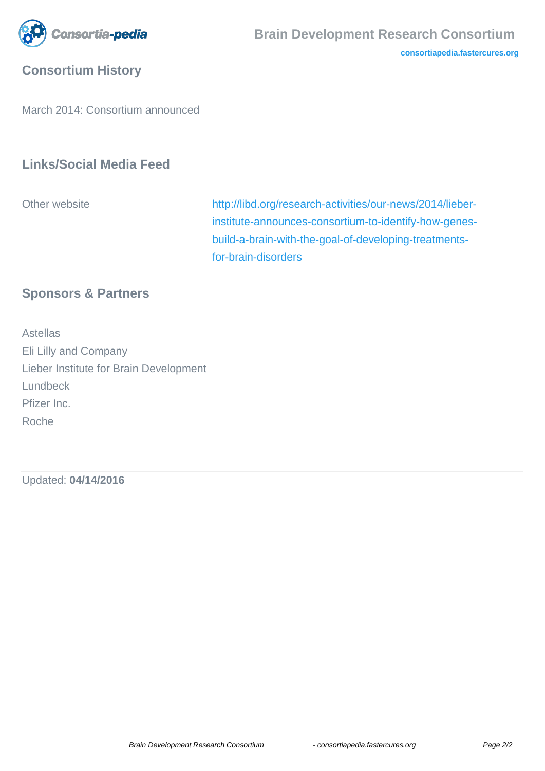## Consortium History

March 2014: Consortium announced

## Links/Social Media Feed

| | |
|---|---|
| Other website | http://libd.org/research-activities/our-news/2014/lieber-institute-announces-consortium-to-identify-how-genes-build-a-brain-with-the-goal-of-developing-treatments-for-brain-disorders |

## Sponsors & Partners

Astellas
Eli Lilly and Company
Lieber Institute for Brain Development
Lundbeck
Pfizer Inc.
Roche

Updated: **04/14/2016**